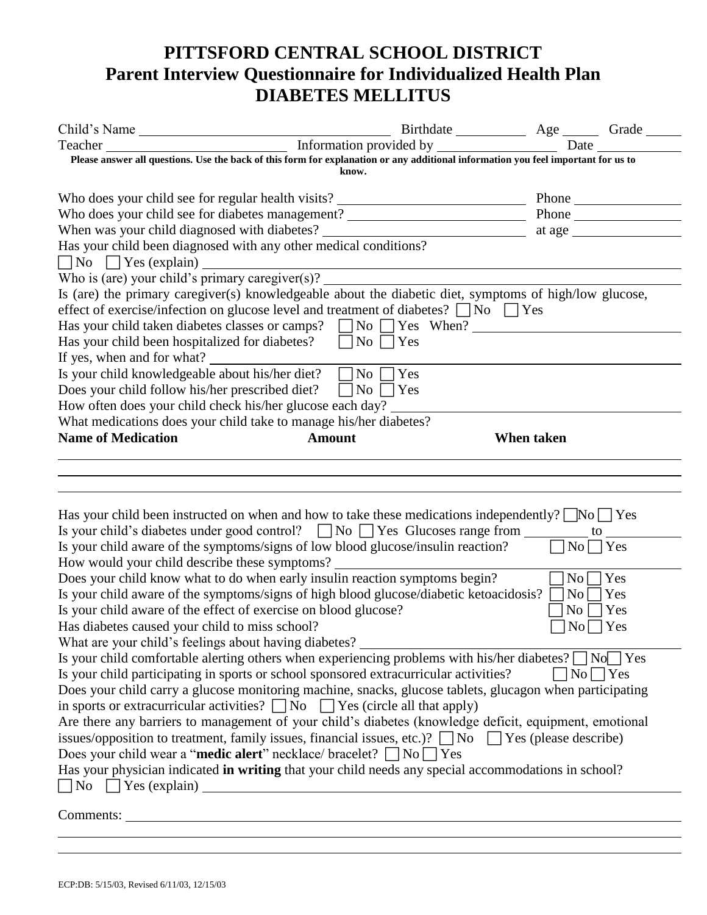# PITTSFORD CENTRAL SCHOOL DISTRICT
# Parent Interview Questionnaire for Individualized Health Plan
# DIABETES MELLITUS

Child's Name ______________________ Birthdate __________ Age _____ Grade _____

Teacher ______________________ Information provided by ________________ Date ___________

**Please answer all questions. Use the back of this form for explanation or any additional information you feel important for us to know.**

Who does your child see for regular health visits? ______________________ Phone ______________

Who does your child see for diabetes management? ______________________ Phone ______________

When was your child diagnosed with diabetes? ______________________ at age ______________

Has your child been diagnosed with any other medical conditions?

☐ No ☐ Yes (explain) ______________________________________________

Who is (are) your child's primary caregiver(s)? ______________________________________________

Is (are) the primary caregiver(s) knowledgeable about the diabetic diet, symptoms of high/low glucose, effect of exercise/infection on glucose level and treatment of diabetes? ☐ No ☐ Yes

Has your child taken diabetes classes or camps? ☐ No ☐ Yes When? ______________________

Has your child been hospitalized for diabetes? ☐ No ☐ Yes

If yes, when and for what? ______________________________________________

Is your child knowledgeable about his/her diet? ☐ No ☐ Yes

Does your child follow his/her prescribed diet? ☐ No ☐ Yes

How often does your child check his/her glucose each day? ______________________

What medications does your child take to manage his/her diabetes?

| Name of Medication | Amount | When taken |
|---|---|---|
| | | |
| | | |
| | | |

Has your child been instructed on when and how to take these medications independently? ☐ No ☐ Yes

Is your child's diabetes under good control? ☐ No ☐ Yes Glucoses range from ________ to ________

Is your child aware of the symptoms/signs of low blood glucose/insulin reaction? ☐ No ☐ Yes

How would your child describe these symptoms? ______________________________________________

Does your child know what to do when early insulin reaction symptoms begin? ☐ No ☐ Yes

Is your child aware of the symptoms/signs of high blood glucose/diabetic ketoacidosis? ☐ No ☐ Yes

Is your child aware of the effect of exercise on blood glucose? ☐ No ☐ Yes

Has diabetes caused your child to miss school? ☐ No ☐ Yes

What are your child's feelings about having diabetes? ______________________________________________

Is your child comfortable alerting others when experiencing problems with his/her diabetes? ☐ No ☐ Yes

Is your child participating in sports or school sponsored extracurricular activities? ☐ No ☐ Yes

Does your child carry a glucose monitoring machine, snacks, glucose tablets, glucagon when participating in sports or extracurricular activities? ☐ No ☐ Yes (circle all that apply)

Are there any barriers to management of your child's diabetes (knowledge deficit, equipment, emotional issues/opposition to treatment, family issues, financial issues, etc.)? ☐ No ☐ Yes (please describe)

Does your child wear a "**medic alert**" necklace/ bracelet? ☐ No ☐ Yes

Has your physician indicated **in writing** that your child needs any special accommodations in school?

☐ No ☐ Yes (explain) ______________________________________________

Comments: ______________________________________________

______________________________________________

______________________________________________

ECP:DB: 5/15/03, Revised 6/11/03, 12/15/03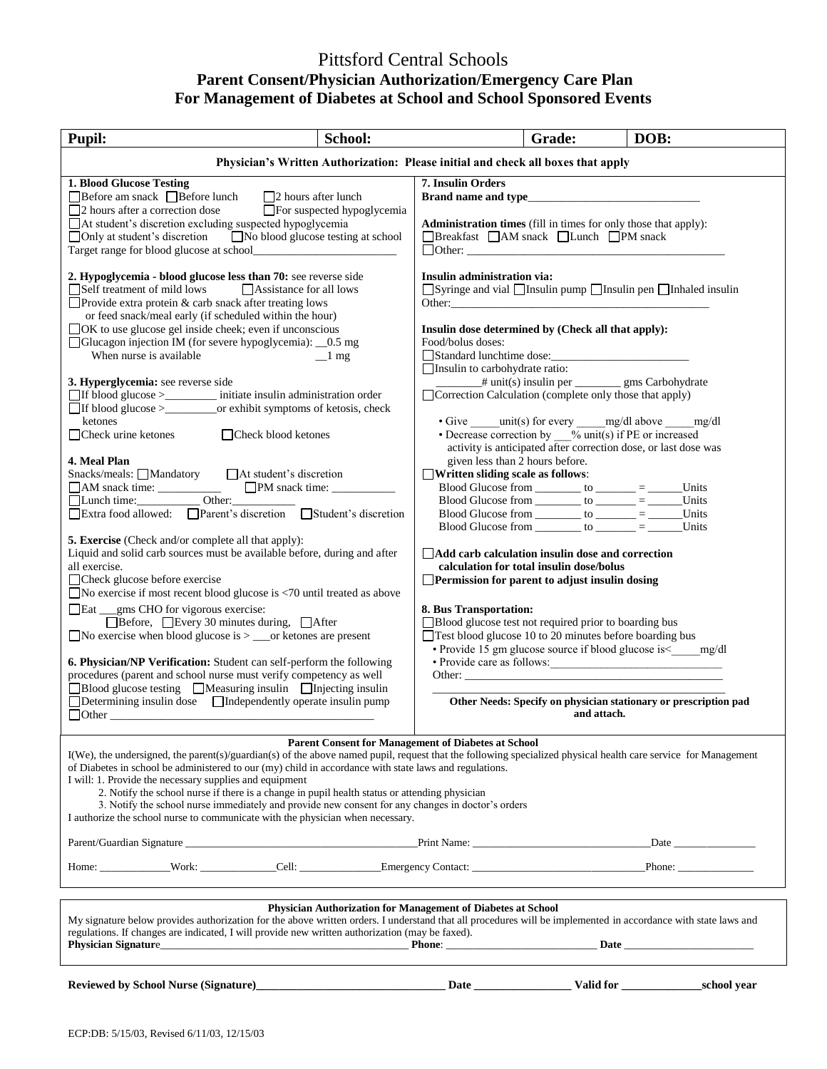# Pittsford Central Schools

## Parent Consent/Physician Authorization/Emergency Care Plan For Management of Diabetes at School and School Sponsored Events

| **Pupil:** | **School:** | **Grade:** | **DOB:** |
|---|---|---|---|

**Physician's Written Authorization: Please initial and check all boxes that apply**

**1. Blood Glucose Testing**

☐ Before am snack ☐ Before lunch ☐ 2 hours after lunch
☐ 2 hours after a correction dose ☐ For suspected hypoglycemia
☐ At student's discretion excluding suspected hypoglycemia
☐ Only at student's discretion ☐ No blood glucose testing at school
Target range for blood glucose at school________________________

**2. Hypoglycemia - blood glucose less than 70:** see reverse side
☐ Self treatment of mild lows ☐ Assistance for all lows
☐ Provide extra protein & carb snack after treating lows or feed snack/meal early (if scheduled within the hour)
☐ OK to use glucose gel inside cheek; even if unconscious
☐ Glucagon injection IM (for severe hypoglycemia): __0.5 mg
When nurse is available __1 mg

**3. Hyperglycemia:** see reverse side
☐ If blood glucose >_________ initiate insulin administration order
☐ If blood glucose >_________or exhibit symptoms of ketosis, check ketones
☐ Check urine ketones ☐ Check blood ketones

**4. Meal Plan**
Snacks/meals: ☐ Mandatory ☐ At student's discretion
☐ AM snack time: ___________ ☐ PM snack time: ___________
☐ Lunch time:___________ Other:___________
☐ Extra food allowed: ☐ Parent's discretion ☐ Student's discretion

**5. Exercise** (Check and/or complete all that apply):
Liquid and solid carb sources must be available before, during and after all exercise.
☐ Check glucose before exercise
☐ No exercise if most recent blood glucose is <70 until treated as above
☐ Eat ___gms CHO for vigorous exercise:
☐ Before, ☐ Every 30 minutes during, ☐ After
☐ No exercise when blood glucose is > ___or ketones are present

**6. Physician/NP Verification:** Student can self-perform the following procedures (parent and school nurse must verify competency as well
☐ Blood glucose testing ☐ Measuring insulin ☐ Injecting insulin
☐ Determining insulin dose ☐ Independently operate insulin pump
☐ Other ___________________________________________

**7. Insulin Orders**
**Brand name and type**_____________________________

**Administration times** (fill in times for only those that apply):
☐ Breakfast ☐ AM snack ☐ Lunch ☐ PM snack
☐ Other: ___________________________________________

**Insulin administration via:**
☐ Syringe and vial ☐ Insulin pump ☐ Insulin pen ☐ Inhaled insulin
Other:_____________________________________________

**Insulin dose determined by (Check all that apply):**
Food/bolus doses:
☐ Standard lunchtime dose:_______________________
☐ Insulin to carbohydrate ratio:
________# unit(s) insulin per ________ gms Carbohydrate
☐ Correction Calculation (complete only those that apply)

- Give _____unit(s) for every _____mg/dl above _____mg/dl
- Decrease correction by ___% unit(s) if PE or increased activity is anticipated after correction dose, or last dose was given less than 2 hours before.

☐ **Written sliding scale as follows**:
Blood Glucose from ________ to _______ = ______Units
Blood Glucose from ________ to _______ = ______Units
Blood Glucose from ________ to _______ = ______Units
Blood Glucose from ________ to _______ = ______Units

☐ **Add carb calculation insulin dose and correction calculation for total insulin dose/bolus**
☐ **Permission for parent to adjust insulin dosing**

**8. Bus Transportation:**
☐ Blood glucose test not required prior to boarding bus
☐ Test blood glucose 10 to 20 minutes before boarding bus
- Provide 15 gm glucose source if blood glucose is<_____mg/dl
- Provide care as follows:_____________________________

Other: ___________________________________________
___________________________________________________

**Other Needs: Specify on physician stationary or prescription pad and attach.**

**Parent Consent for Management of Diabetes at School**

I(We), the undersigned, the parent(s)/guardian(s) of the above named pupil, request that the following specialized physical health care service for Management of Diabetes in school be administered to our (my) child in accordance with state laws and regulations.
I will: 1. Provide the necessary supplies and equipment
2. Notify the school nurse if there is a change in pupil health status or attending physician
3. Notify the school nurse immediately and provide new consent for any changes in doctor's orders
I authorize the school nurse to communicate with the physician when necessary.

Parent/Guardian Signature ________________________________Print Name: ________________________Date ____________

Home: ___________Work: ____________Cell: _____________Emergency Contact: ________________________Phone: ___________

**Physician Authorization for Management of Diabetes at School**

My signature below provides authorization for the above written orders. I understand that all procedures will be implemented in accordance with state laws and regulations. If changes are indicated, I will provide new written authorization (may be faxed).
**Physician Signature**____________________________________ **Phone**: ________________________ **Date** ____________________

**Reviewed by School Nurse (Signature)**_____________________________ **Date** _______________ **Valid for** _____________**school year**

ECP:DB: 5/15/03, Revised 6/11/03, 12/15/03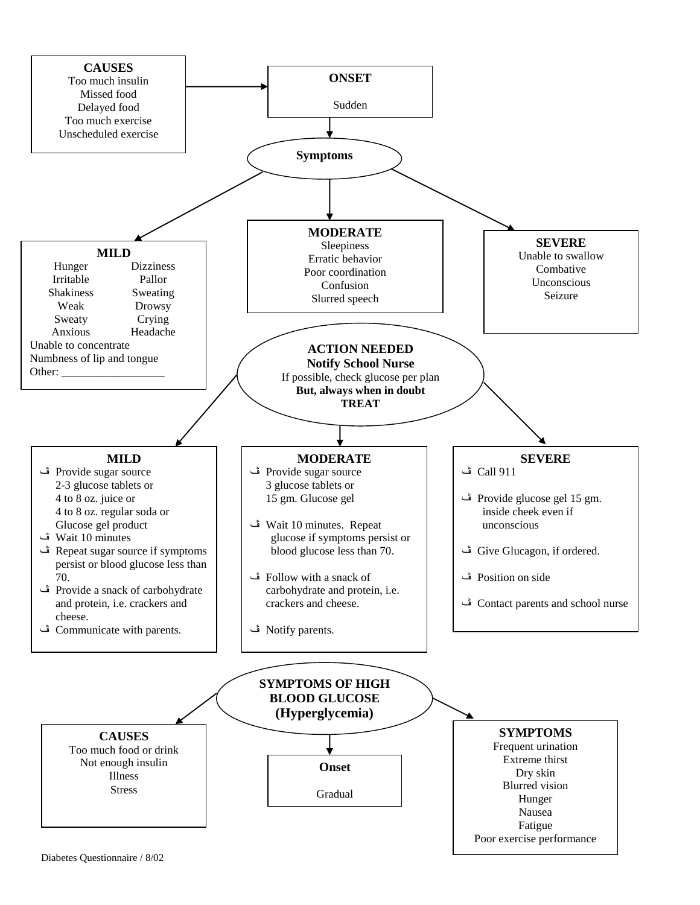**CAUSES**
Too much insulin
Missed food
Delayed food
Too much exercise
Unscheduled exercise

**ONSET**

Sudden

**Symptoms**

**MILD**

| | |
|---|---|
| Hunger | Dizziness |
| Irritable | Pallor |
| Shakiness | Sweating |
| Weak | Drowsy |
| Sweaty | Crying |
| Anxious | Headache |

Unable to concentrate
Numbness of lip and tongue
Other: __________________

**MODERATE**
Sleepiness
Erratic behavior
Poor coordination
Confusion
Slurred speech

**SEVERE**
Unable to swallow
Combative
Unconscious
Seizure

**ACTION NEEDED**
**Notify School Nurse**
If possible, check glucose per plan
**But, always when in doubt TREAT**

**MILD**

- Provide sugar source
  2-3 glucose tablets or
  4 to 8 oz. juice or
  4 to 8 oz. regular soda or
  Glucose gel product
- Wait 10 minutes
- Repeat sugar source if symptoms persist or blood glucose less than 70.
- Provide a snack of carbohydrate and protein, i.e. crackers and cheese.
- Communicate with parents.

**MODERATE**

- Provide sugar source
  3 glucose tablets or
  15 gm. Glucose gel
- Wait 10 minutes. Repeat glucose if symptoms persist or blood glucose less than 70.
- Follow with a snack of carbohydrate and protein, i.e. crackers and cheese.
- Notify parents.

**SEVERE**

- Call 911
- Provide glucose gel 15 gm. inside cheek even if unconscious
- Give Glucagon, if ordered.
- Position on side
- Contact parents and school nurse

**SYMPTOMS OF HIGH BLOOD GLUCOSE (Hyperglycemia)**

**CAUSES**
Too much food or drink
Not enough insulin
Illness
Stress

**Onset**

Gradual

**SYMPTOMS**
Frequent urination
Extreme thirst
Dry skin
Blurred vision
Hunger
Nausea
Fatigue
Poor exercise performance

Diabetes Questionnaire / 8/02